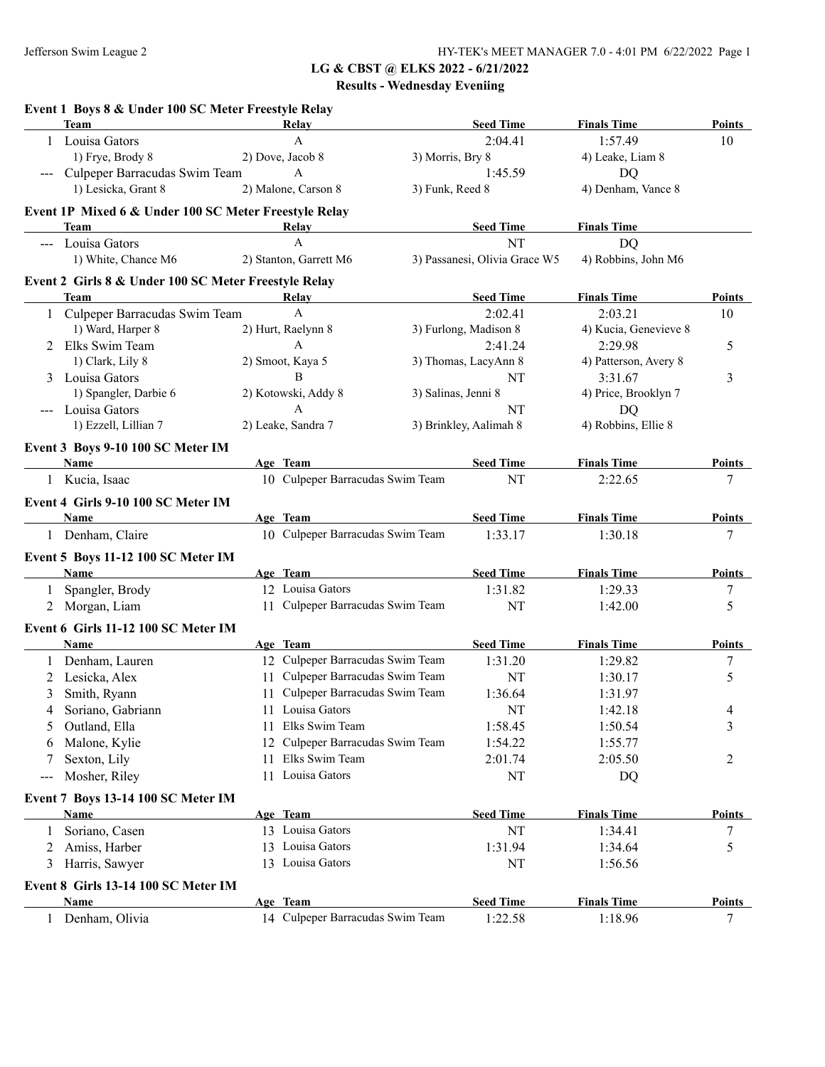# LG & CBST @ ELKS 2022 - 6/21/2022

## Results - Wednesday Eveniing

### Event 1 Boys 8 & Under 100 SC Meter Freestyle Relay

| | Team | Relay | Seed Time | Finals Time | Points |
|---|---|---|---|---|---|
| 1 | Louisa Gators | A | 2:04.41 | 1:57.49 | 10 |
| | 1) Frye, Brody 8 | 2) Dove, Jacob 8 | 3) Morris, Bry 8 | 4) Leake, Liam 8 | |
| --- | Culpeper Barracudas Swim Team | A | 1:45.59 | DQ | |
| | 1) Lesicka, Grant 8 | 2) Malone, Carson 8 | 3) Funk, Reed 8 | 4) Denham, Vance 8 | |

### Event 1P Mixed 6 & Under 100 SC Meter Freestyle Relay

| | Team | Relay | Seed Time | Finals Time |
|---|---|---|---|---|
| --- | Louisa Gators | A | NT | DQ |
| | 1) White, Chance M6 | 2) Stanton, Garrett M6 | 3) Passanesi, Olivia Grace W5 | 4) Robbins, John M6 |

### Event 2 Girls 8 & Under 100 SC Meter Freestyle Relay

| | Team | Relay | Seed Time | Finals Time | Points |
|---|---|---|---|---|---|
| 1 | Culpeper Barracudas Swim Team | A | 2:02.41 | 2:03.21 | 10 |
| | 1) Ward, Harper 8 | 2) Hurt, Raelynn 8 | 3) Furlong, Madison 8 | 4) Kucia, Genevieve 8 | |
| 2 | Elks Swim Team | A | 2:41.24 | 2:29.98 | 5 |
| | 1) Clark, Lily 8 | 2) Smoot, Kaya 5 | 3) Thomas, LacyAnn 8 | 4) Patterson, Avery 8 | |
| 3 | Louisa Gators | B | NT | 3:31.67 | 3 |
| | 1) Spangler, Darbie 6 | 2) Kotowski, Addy 8 | 3) Salinas, Jenni 8 | 4) Price, Brooklyn 7 | |
| --- | Louisa Gators | A | NT | DQ | |
| | 1) Ezzell, Lillian 7 | 2) Leake, Sandra 7 | 3) Brinkley, Aalimah 8 | 4) Robbins, Ellie 8 | |

### Event 3 Boys 9-10 100 SC Meter IM

| | Name | Age | Team | Seed Time | Finals Time | Points |
|---|---|---|---|---|---|---|
| 1 | Kucia, Isaac | 10 | Culpeper Barracudas Swim Team | NT | 2:22.65 | 7 |

### Event 4 Girls 9-10 100 SC Meter IM

| | Name | Age | Team | Seed Time | Finals Time | Points |
|---|---|---|---|---|---|---|
| 1 | Denham, Claire | 10 | Culpeper Barracudas Swim Team | 1:33.17 | 1:30.18 | 7 |

### Event 5 Boys 11-12 100 SC Meter IM

| | Name | Age | Team | Seed Time | Finals Time | Points |
|---|---|---|---|---|---|---|
| 1 | Spangler, Brody | 12 | Louisa Gators | 1:31.82 | 1:29.33 | 7 |
| 2 | Morgan, Liam | 11 | Culpeper Barracudas Swim Team | NT | 1:42.00 | 5 |

### Event 6 Girls 11-12 100 SC Meter IM

| | Name | Age | Team | Seed Time | Finals Time | Points |
|---|---|---|---|---|---|---|
| 1 | Denham, Lauren | 12 | Culpeper Barracudas Swim Team | 1:31.20 | 1:29.82 | 7 |
| 2 | Lesicka, Alex | 11 | Culpeper Barracudas Swim Team | NT | 1:30.17 | 5 |
| 3 | Smith, Ryann | 11 | Culpeper Barracudas Swim Team | 1:36.64 | 1:31.97 | |
| 4 | Soriano, Gabriann | 11 | Louisa Gators | NT | 1:42.18 | 4 |
| 5 | Outland, Ella | 11 | Elks Swim Team | 1:58.45 | 1:50.54 | 3 |
| 6 | Malone, Kylie | 12 | Culpeper Barracudas Swim Team | 1:54.22 | 1:55.77 | |
| 7 | Sexton, Lily | 11 | Elks Swim Team | 2:01.74 | 2:05.50 | 2 |
| --- | Mosher, Riley | 11 | Louisa Gators | NT | DQ | |

### Event 7 Boys 13-14 100 SC Meter IM

| | Name | Age | Team | Seed Time | Finals Time | Points |
|---|---|---|---|---|---|---|
| 1 | Soriano, Casen | 13 | Louisa Gators | NT | 1:34.41 | 7 |
| 2 | Amiss, Harber | 13 | Louisa Gators | 1:31.94 | 1:34.64 | 5 |
| 3 | Harris, Sawyer | 13 | Louisa Gators | NT | 1:56.56 | |

### Event 8 Girls 13-14 100 SC Meter IM

| | Name | Age | Team | Seed Time | Finals Time | Points |
|---|---|---|---|---|---|---|
| 1 | Denham, Olivia | 14 | Culpeper Barracudas Swim Team | 1:22.58 | 1:18.96 | 7 |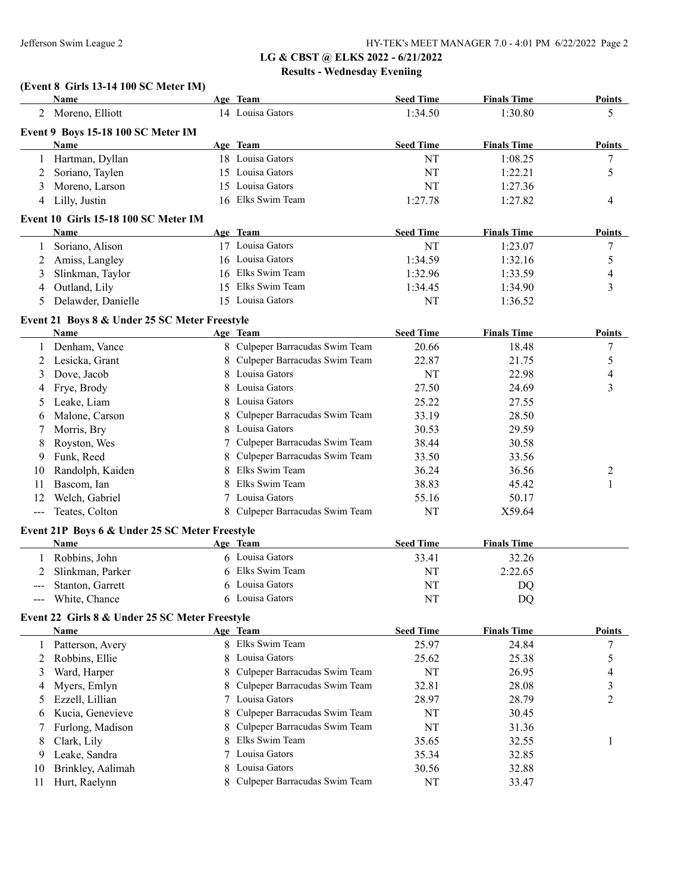## LG & CBST @ ELKS 2022 - 6/21/2022

### Results - Wednesday Eveniing

**(Event 8 Girls 13-14 100 SC Meter IM)**

| | Name | Age | Team | Seed Time | Finals Time | Points |
|---|---|---|---|---|---|---|
| 2 | Moreno, Elliott | 14 | Louisa Gators | 1:34.50 | 1:30.80 | 5 |

**Event 9 Boys 15-18 100 SC Meter IM**

| | Name | Age | Team | Seed Time | Finals Time | Points |
|---|---|---|---|---|---|---|
| 1 | Hartman, Dyllan | 18 | Louisa Gators | NT | 1:08.25 | 7 |
| 2 | Soriano, Taylen | 15 | Louisa Gators | NT | 1:22.21 | 5 |
| 3 | Moreno, Larson | 15 | Louisa Gators | NT | 1:27.36 | |
| 4 | Lilly, Justin | 16 | Elks Swim Team | 1:27.78 | 1:27.82 | 4 |

**Event 10 Girls 15-18 100 SC Meter IM**

| | Name | Age | Team | Seed Time | Finals Time | Points |
|---|---|---|---|---|---|---|
| 1 | Soriano, Alison | 17 | Louisa Gators | NT | 1:23.07 | 7 |
| 2 | Amiss, Langley | 16 | Louisa Gators | 1:34.59 | 1:32.16 | 5 |
| 3 | Slinkman, Taylor | 16 | Elks Swim Team | 1:32.96 | 1:33.59 | 4 |
| 4 | Outland, Lily | 15 | Elks Swim Team | 1:34.45 | 1:34.90 | 3 |
| 5 | Delawder, Danielle | 15 | Louisa Gators | NT | 1:36.52 | |

**Event 21 Boys 8 & Under 25 SC Meter Freestyle**

| | Name | Age | Team | Seed Time | Finals Time | Points |
|---|---|---|---|---|---|---|
| 1 | Denham, Vance | 8 | Culpeper Barracudas Swim Team | 20.66 | 18.48 | 7 |
| 2 | Lesicka, Grant | 8 | Culpeper Barracudas Swim Team | 22.87 | 21.75 | 5 |
| 3 | Dove, Jacob | 8 | Louisa Gators | NT | 22.98 | 4 |
| 4 | Frye, Brody | 8 | Louisa Gators | 27.50 | 24.69 | 3 |
| 5 | Leake, Liam | 8 | Louisa Gators | 25.22 | 27.55 | |
| 6 | Malone, Carson | 8 | Culpeper Barracudas Swim Team | 33.19 | 28.50 | |
| 7 | Morris, Bry | 8 | Louisa Gators | 30.53 | 29.59 | |
| 8 | Royston, Wes | 7 | Culpeper Barracudas Swim Team | 38.44 | 30.58 | |
| 9 | Funk, Reed | 8 | Culpeper Barracudas Swim Team | 33.50 | 33.56 | |
| 10 | Randolph, Kaiden | 8 | Elks Swim Team | 36.24 | 36.56 | 2 |
| 11 | Bascom, Ian | 8 | Elks Swim Team | 38.83 | 45.42 | 1 |
| 12 | Welch, Gabriel | 7 | Louisa Gators | 55.16 | 50.17 | |
| --- | Teates, Colton | 8 | Culpeper Barracudas Swim Team | NT | X59.64 | |

**Event 21P Boys 6 & Under 25 SC Meter Freestyle**

| | Name | Age | Team | Seed Time | Finals Time |
|---|---|---|---|---|---|
| 1 | Robbins, John | 6 | Louisa Gators | 33.41 | 32.26 |
| 2 | Slinkman, Parker | 6 | Elks Swim Team | NT | 2:22.65 |
| --- | Stanton, Garrett | 6 | Louisa Gators | NT | DQ |
| --- | White, Chance | 6 | Louisa Gators | NT | DQ |

**Event 22 Girls 8 & Under 25 SC Meter Freestyle**

| | Name | Age | Team | Seed Time | Finals Time | Points |
|---|---|---|---|---|---|---|
| 1 | Patterson, Avery | 8 | Elks Swim Team | 25.97 | 24.84 | 7 |
| 2 | Robbins, Ellie | 8 | Louisa Gators | 25.62 | 25.38 | 5 |
| 3 | Ward, Harper | 8 | Culpeper Barracudas Swim Team | NT | 26.95 | 4 |
| 4 | Myers, Emlyn | 8 | Culpeper Barracudas Swim Team | 32.81 | 28.08 | 3 |
| 5 | Ezzell, Lillian | 7 | Louisa Gators | 28.97 | 28.79 | 2 |
| 6 | Kucia, Genevieve | 8 | Culpeper Barracudas Swim Team | NT | 30.45 | |
| 7 | Furlong, Madison | 8 | Culpeper Barracudas Swim Team | NT | 31.36 | |
| 8 | Clark, Lily | 8 | Elks Swim Team | 35.65 | 32.55 | 1 |
| 9 | Leake, Sandra | 7 | Louisa Gators | 35.34 | 32.85 | |
| 10 | Brinkley, Aalimah | 8 | Louisa Gators | 30.56 | 32.88 | |
| 11 | Hurt, Raelynn | 8 | Culpeper Barracudas Swim Team | NT | 33.47 | |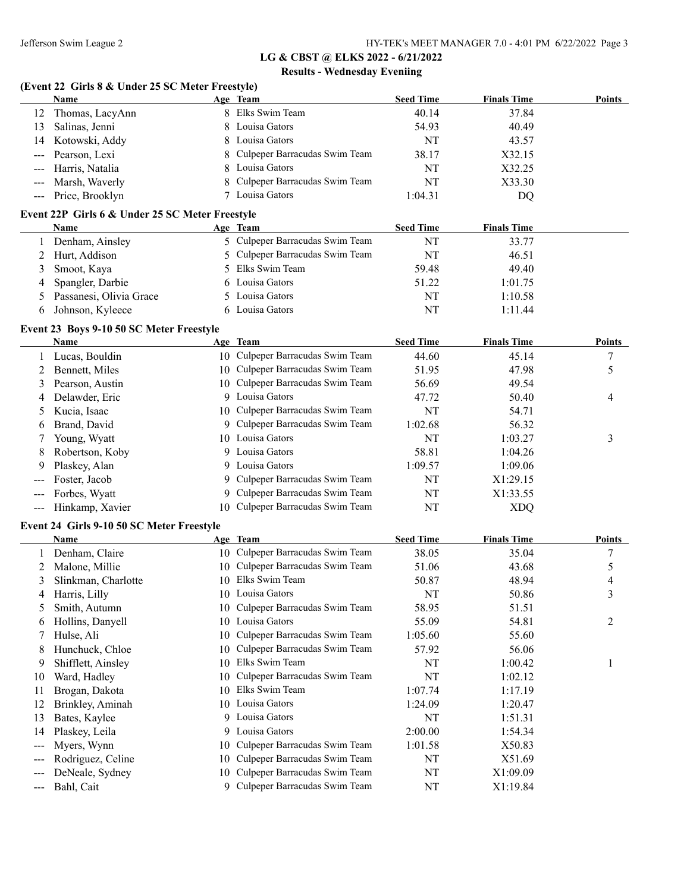## LG & CBST @ ELKS 2022 - 6/21/2022

### Results - Wednesday Eveniing

### (Event 22 Girls 8 & Under 25 SC Meter Freestyle)

| | Name | Age | Team | Seed Time | Finals Time | Points |
|---|---|---|---|---|---|---|
| 12 | Thomas, LacyAnn | 8 | Elks Swim Team | 40.14 | 37.84 | |
| 13 | Salinas, Jenni | 8 | Louisa Gators | 54.93 | 40.49 | |
| 14 | Kotowski, Addy | 8 | Louisa Gators | NT | 43.57 | |
| --- | Pearson, Lexi | 8 | Culpeper Barracudas Swim Team | 38.17 | X32.15 | |
| --- | Harris, Natalia | 8 | Louisa Gators | NT | X32.25 | |
| --- | Marsh, Waverly | 8 | Culpeper Barracudas Swim Team | NT | X33.30 | |
| --- | Price, Brooklyn | 7 | Louisa Gators | 1:04.31 | DQ | |

### Event 22P Girls 6 & Under 25 SC Meter Freestyle

| | Name | Age | Team | Seed Time | Finals Time |
|---|---|---|---|---|---|
| 1 | Denham, Ainsley | 5 | Culpeper Barracudas Swim Team | NT | 33.77 |
| 2 | Hurt, Addison | 5 | Culpeper Barracudas Swim Team | NT | 46.51 |
| 3 | Smoot, Kaya | 5 | Elks Swim Team | 59.48 | 49.40 |
| 4 | Spangler, Darbie | 6 | Louisa Gators | 51.22 | 1:01.75 |
| 5 | Passanesi, Olivia Grace | 5 | Louisa Gators | NT | 1:10.58 |
| 6 | Johnson, Kyleece | 6 | Louisa Gators | NT | 1:11.44 |

### Event 23 Boys 9-10 50 SC Meter Freestyle

| | Name | Age | Team | Seed Time | Finals Time | Points |
|---|---|---|---|---|---|---|
| 1 | Lucas, Bouldin | 10 | Culpeper Barracudas Swim Team | 44.60 | 45.14 | 7 |
| 2 | Bennett, Miles | 10 | Culpeper Barracudas Swim Team | 51.95 | 47.98 | 5 |
| 3 | Pearson, Austin | 10 | Culpeper Barracudas Swim Team | 56.69 | 49.54 | |
| 4 | Delawder, Eric | 9 | Louisa Gators | 47.72 | 50.40 | 4 |
| 5 | Kucia, Isaac | 10 | Culpeper Barracudas Swim Team | NT | 54.71 | |
| 6 | Brand, David | 9 | Culpeper Barracudas Swim Team | 1:02.68 | 56.32 | |
| 7 | Young, Wyatt | 10 | Louisa Gators | NT | 1:03.27 | 3 |
| 8 | Robertson, Koby | 9 | Louisa Gators | 58.81 | 1:04.26 | |
| 9 | Plaskey, Alan | 9 | Louisa Gators | 1:09.57 | 1:09.06 | |
| --- | Foster, Jacob | 9 | Culpeper Barracudas Swim Team | NT | X1:29.15 | |
| --- | Forbes, Wyatt | 9 | Culpeper Barracudas Swim Team | NT | X1:33.55 | |
| --- | Hinkamp, Xavier | 10 | Culpeper Barracudas Swim Team | NT | XDQ | |

### Event 24 Girls 9-10 50 SC Meter Freestyle

| | Name | Age | Team | Seed Time | Finals Time | Points |
|---|---|---|---|---|---|---|
| 1 | Denham, Claire | 10 | Culpeper Barracudas Swim Team | 38.05 | 35.04 | 7 |
| 2 | Malone, Millie | 10 | Culpeper Barracudas Swim Team | 51.06 | 43.68 | 5 |
| 3 | Slinkman, Charlotte | 10 | Elks Swim Team | 50.87 | 48.94 | 4 |
| 4 | Harris, Lilly | 10 | Louisa Gators | NT | 50.86 | 3 |
| 5 | Smith, Autumn | 10 | Culpeper Barracudas Swim Team | 58.95 | 51.51 | |
| 6 | Hollins, Danyell | 10 | Louisa Gators | 55.09 | 54.81 | 2 |
| 7 | Hulse, Ali | 10 | Culpeper Barracudas Swim Team | 1:05.60 | 55.60 | |
| 8 | Hunchuck, Chloe | 10 | Culpeper Barracudas Swim Team | 57.92 | 56.06 | |
| 9 | Shifflett, Ainsley | 10 | Elks Swim Team | NT | 1:00.42 | 1 |
| 10 | Ward, Hadley | 10 | Culpeper Barracudas Swim Team | NT | 1:02.12 | |
| 11 | Brogan, Dakota | 10 | Elks Swim Team | 1:07.74 | 1:17.19 | |
| 12 | Brinkley, Aminah | 10 | Louisa Gators | 1:24.09 | 1:20.47 | |
| 13 | Bates, Kaylee | 9 | Louisa Gators | NT | 1:51.31 | |
| 14 | Plaskey, Leila | 9 | Louisa Gators | 2:00.00 | 1:54.34 | |
| --- | Myers, Wynn | 10 | Culpeper Barracudas Swim Team | 1:01.58 | X50.83 | |
| --- | Rodriguez, Celine | 10 | Culpeper Barracudas Swim Team | NT | X51.69 | |
| --- | DeNeale, Sydney | 10 | Culpeper Barracudas Swim Team | NT | X1:09.09 | |
| --- | Bahl, Cait | 9 | Culpeper Barracudas Swim Team | NT | X1:19.84 | |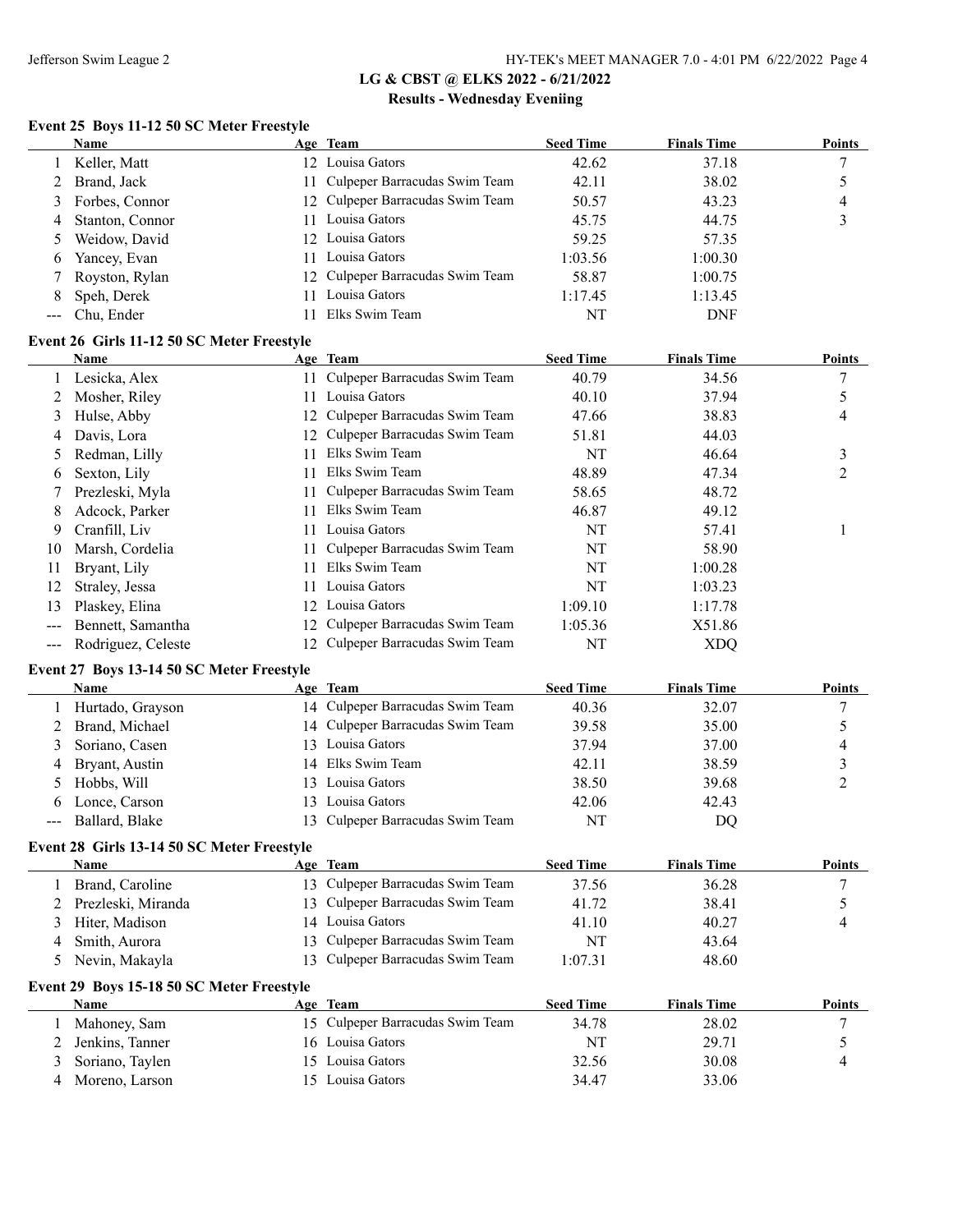## LG & CBST @ ELKS 2022 - 6/21/2022

### Results - Wednesday Eveniing

### Event 25 Boys 11-12 50 SC Meter Freestyle

| | Name | Age | Team | Seed Time | Finals Time | Points |
|---|---|---|---|---|---|---|
| 1 | Keller, Matt | 12 | Louisa Gators | 42.62 | 37.18 | 7 |
| 2 | Brand, Jack | 11 | Culpeper Barracudas Swim Team | 42.11 | 38.02 | 5 |
| 3 | Forbes, Connor | 12 | Culpeper Barracudas Swim Team | 50.57 | 43.23 | 4 |
| 4 | Stanton, Connor | 11 | Louisa Gators | 45.75 | 44.75 | 3 |
| 5 | Weidow, David | 12 | Louisa Gators | 59.25 | 57.35 | |
| 6 | Yancey, Evan | 11 | Louisa Gators | 1:03.56 | 1:00.30 | |
| 7 | Royston, Rylan | 12 | Culpeper Barracudas Swim Team | 58.87 | 1:00.75 | |
| 8 | Speh, Derek | 11 | Louisa Gators | 1:17.45 | 1:13.45 | |
| --- | Chu, Ender | 11 | Elks Swim Team | NT | DNF | |

### Event 26 Girls 11-12 50 SC Meter Freestyle

| | Name | Age | Team | Seed Time | Finals Time | Points |
|---|---|---|---|---|---|---|
| 1 | Lesicka, Alex | 11 | Culpeper Barracudas Swim Team | 40.79 | 34.56 | 7 |
| 2 | Mosher, Riley | 11 | Louisa Gators | 40.10 | 37.94 | 5 |
| 3 | Hulse, Abby | 12 | Culpeper Barracudas Swim Team | 47.66 | 38.83 | 4 |
| 4 | Davis, Lora | 12 | Culpeper Barracudas Swim Team | 51.81 | 44.03 | |
| 5 | Redman, Lilly | 11 | Elks Swim Team | NT | 46.64 | 3 |
| 6 | Sexton, Lily | 11 | Elks Swim Team | 48.89 | 47.34 | 2 |
| 7 | Prezleski, Myla | 11 | Culpeper Barracudas Swim Team | 58.65 | 48.72 | |
| 8 | Adcock, Parker | 11 | Elks Swim Team | 46.87 | 49.12 | |
| 9 | Cranfill, Liv | 11 | Louisa Gators | NT | 57.41 | 1 |
| 10 | Marsh, Cordelia | 11 | Culpeper Barracudas Swim Team | NT | 58.90 | |
| 11 | Bryant, Lily | 11 | Elks Swim Team | NT | 1:00.28 | |
| 12 | Straley, Jessa | 11 | Louisa Gators | NT | 1:03.23 | |
| 13 | Plaskey, Elina | 12 | Louisa Gators | 1:09.10 | 1:17.78 | |
| --- | Bennett, Samantha | 12 | Culpeper Barracudas Swim Team | 1:05.36 | X51.86 | |
| --- | Rodriguez, Celeste | 12 | Culpeper Barracudas Swim Team | NT | XDQ | |

### Event 27 Boys 13-14 50 SC Meter Freestyle

| | Name | Age | Team | Seed Time | Finals Time | Points |
|---|---|---|---|---|---|---|
| 1 | Hurtado, Grayson | 14 | Culpeper Barracudas Swim Team | 40.36 | 32.07 | 7 |
| 2 | Brand, Michael | 14 | Culpeper Barracudas Swim Team | 39.58 | 35.00 | 5 |
| 3 | Soriano, Casen | 13 | Louisa Gators | 37.94 | 37.00 | 4 |
| 4 | Bryant, Austin | 14 | Elks Swim Team | 42.11 | 38.59 | 3 |
| 5 | Hobbs, Will | 13 | Louisa Gators | 38.50 | 39.68 | 2 |
| 6 | Lonce, Carson | 13 | Louisa Gators | 42.06 | 42.43 | |
| --- | Ballard, Blake | 13 | Culpeper Barracudas Swim Team | NT | DQ | |

### Event 28 Girls 13-14 50 SC Meter Freestyle

| | Name | Age | Team | Seed Time | Finals Time | Points |
|---|---|---|---|---|---|---|
| 1 | Brand, Caroline | 13 | Culpeper Barracudas Swim Team | 37.56 | 36.28 | 7 |
| 2 | Prezleski, Miranda | 13 | Culpeper Barracudas Swim Team | 41.72 | 38.41 | 5 |
| 3 | Hiter, Madison | 14 | Louisa Gators | 41.10 | 40.27 | 4 |
| 4 | Smith, Aurora | 13 | Culpeper Barracudas Swim Team | NT | 43.64 | |
| 5 | Nevin, Makayla | 13 | Culpeper Barracudas Swim Team | 1:07.31 | 48.60 | |

### Event 29 Boys 15-18 50 SC Meter Freestyle

| | Name | Age | Team | Seed Time | Finals Time | Points |
|---|---|---|---|---|---|---|
| 1 | Mahoney, Sam | 15 | Culpeper Barracudas Swim Team | 34.78 | 28.02 | 7 |
| 2 | Jenkins, Tanner | 16 | Louisa Gators | NT | 29.71 | 5 |
| 3 | Soriano, Taylen | 15 | Louisa Gators | 32.56 | 30.08 | 4 |
| 4 | Moreno, Larson | 15 | Louisa Gators | 34.47 | 33.06 | |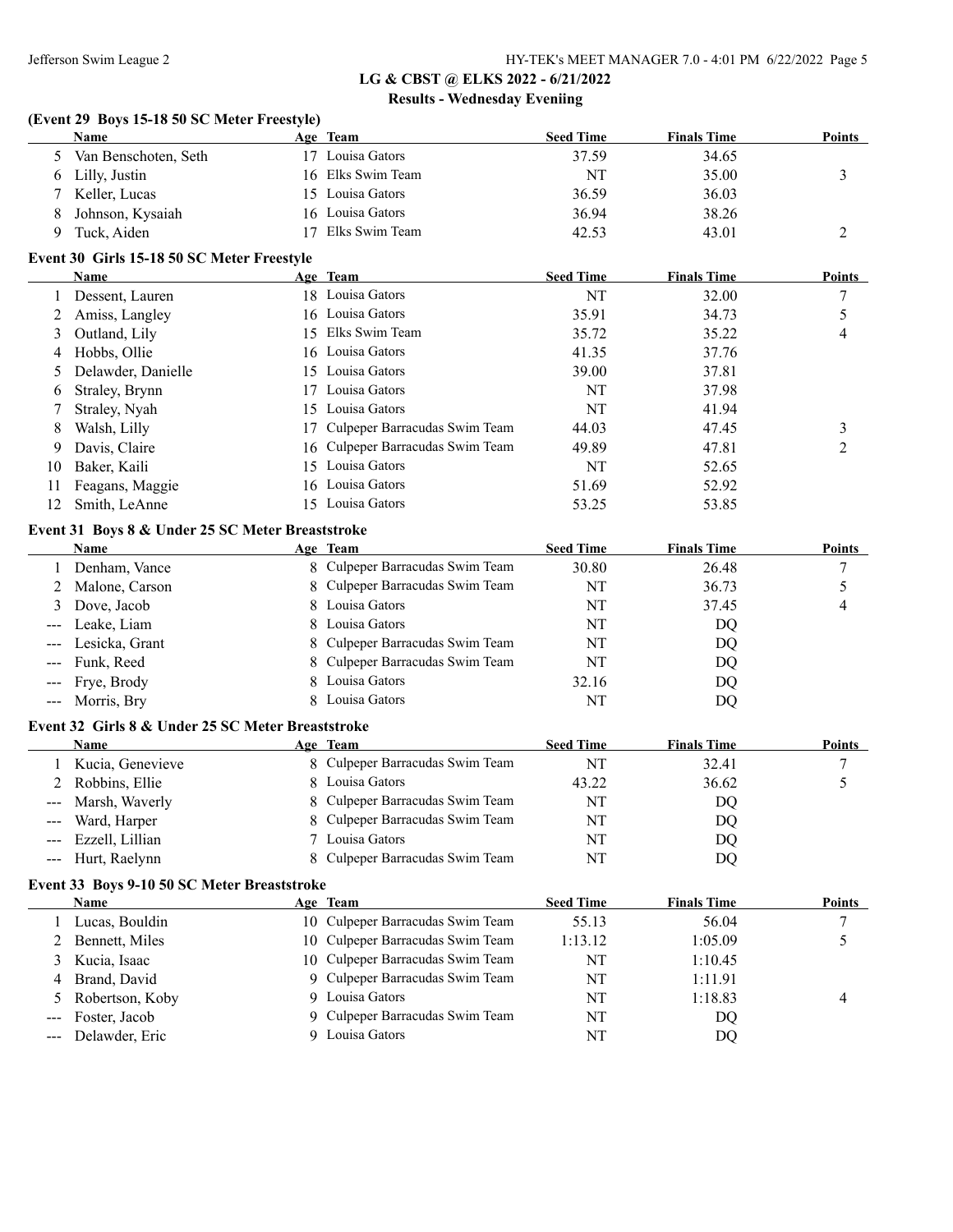## LG & CBST @ ELKS 2022 - 6/21/2022

### Results - Wednesday Eveniing

### (Event 29 Boys 15-18 50 SC Meter Freestyle)

| | Name | Age | Team | Seed Time | Finals Time | Points |
|---|---|---|---|---|---|---|
| 5 | Van Benschoten, Seth | 17 | Louisa Gators | 37.59 | 34.65 | |
| 6 | Lilly, Justin | 16 | Elks Swim Team | NT | 35.00 | 3 |
| 7 | Keller, Lucas | 15 | Louisa Gators | 36.59 | 36.03 | |
| 8 | Johnson, Kysaiah | 16 | Louisa Gators | 36.94 | 38.26 | |
| 9 | Tuck, Aiden | 17 | Elks Swim Team | 42.53 | 43.01 | 2 |

### Event 30 Girls 15-18 50 SC Meter Freestyle

| | Name | Age | Team | Seed Time | Finals Time | Points |
|---|---|---|---|---|---|---|
| 1 | Dessent, Lauren | 18 | Louisa Gators | NT | 32.00 | 7 |
| 2 | Amiss, Langley | 16 | Louisa Gators | 35.91 | 34.73 | 5 |
| 3 | Outland, Lily | 15 | Elks Swim Team | 35.72 | 35.22 | 4 |
| 4 | Hobbs, Ollie | 16 | Louisa Gators | 41.35 | 37.76 | |
| 5 | Delawder, Danielle | 15 | Louisa Gators | 39.00 | 37.81 | |
| 6 | Straley, Brynn | 17 | Louisa Gators | NT | 37.98 | |
| 7 | Straley, Nyah | 15 | Louisa Gators | NT | 41.94 | |
| 8 | Walsh, Lilly | 17 | Culpeper Barracudas Swim Team | 44.03 | 47.45 | 3 |
| 9 | Davis, Claire | 16 | Culpeper Barracudas Swim Team | 49.89 | 47.81 | 2 |
| 10 | Baker, Kaili | 15 | Louisa Gators | NT | 52.65 | |
| 11 | Feagans, Maggie | 16 | Louisa Gators | 51.69 | 52.92 | |
| 12 | Smith, LeAnne | 15 | Louisa Gators | 53.25 | 53.85 | |

### Event 31 Boys 8 & Under 25 SC Meter Breaststroke

| | Name | Age | Team | Seed Time | Finals Time | Points |
|---|---|---|---|---|---|---|
| 1 | Denham, Vance | 8 | Culpeper Barracudas Swim Team | 30.80 | 26.48 | 7 |
| 2 | Malone, Carson | 8 | Culpeper Barracudas Swim Team | NT | 36.73 | 5 |
| 3 | Dove, Jacob | 8 | Louisa Gators | NT | 37.45 | 4 |
| --- | Leake, Liam | 8 | Louisa Gators | NT | DQ | |
| --- | Lesicka, Grant | 8 | Culpeper Barracudas Swim Team | NT | DQ | |
| --- | Funk, Reed | 8 | Culpeper Barracudas Swim Team | NT | DQ | |
| --- | Frye, Brody | 8 | Louisa Gators | 32.16 | DQ | |
| --- | Morris, Bry | 8 | Louisa Gators | NT | DQ | |

### Event 32 Girls 8 & Under 25 SC Meter Breaststroke

| | Name | Age | Team | Seed Time | Finals Time | Points |
|---|---|---|---|---|---|---|
| 1 | Kucia, Genevieve | 8 | Culpeper Barracudas Swim Team | NT | 32.41 | 7 |
| 2 | Robbins, Ellie | 8 | Louisa Gators | 43.22 | 36.62 | 5 |
| --- | Marsh, Waverly | 8 | Culpeper Barracudas Swim Team | NT | DQ | |
| --- | Ward, Harper | 8 | Culpeper Barracudas Swim Team | NT | DQ | |
| --- | Ezzell, Lillian | 7 | Louisa Gators | NT | DQ | |
| --- | Hurt, Raelynn | 8 | Culpeper Barracudas Swim Team | NT | DQ | |

### Event 33 Boys 9-10 50 SC Meter Breaststroke

| | Name | Age | Team | Seed Time | Finals Time | Points |
|---|---|---|---|---|---|---|
| 1 | Lucas, Bouldin | 10 | Culpeper Barracudas Swim Team | 55.13 | 56.04 | 7 |
| 2 | Bennett, Miles | 10 | Culpeper Barracudas Swim Team | 1:13.12 | 1:05.09 | 5 |
| 3 | Kucia, Isaac | 10 | Culpeper Barracudas Swim Team | NT | 1:10.45 | |
| 4 | Brand, David | 9 | Culpeper Barracudas Swim Team | NT | 1:11.91 | |
| 5 | Robertson, Koby | 9 | Louisa Gators | NT | 1:18.83 | 4 |
| --- | Foster, Jacob | 9 | Culpeper Barracudas Swim Team | NT | DQ | |
| --- | Delawder, Eric | 9 | Louisa Gators | NT | DQ | |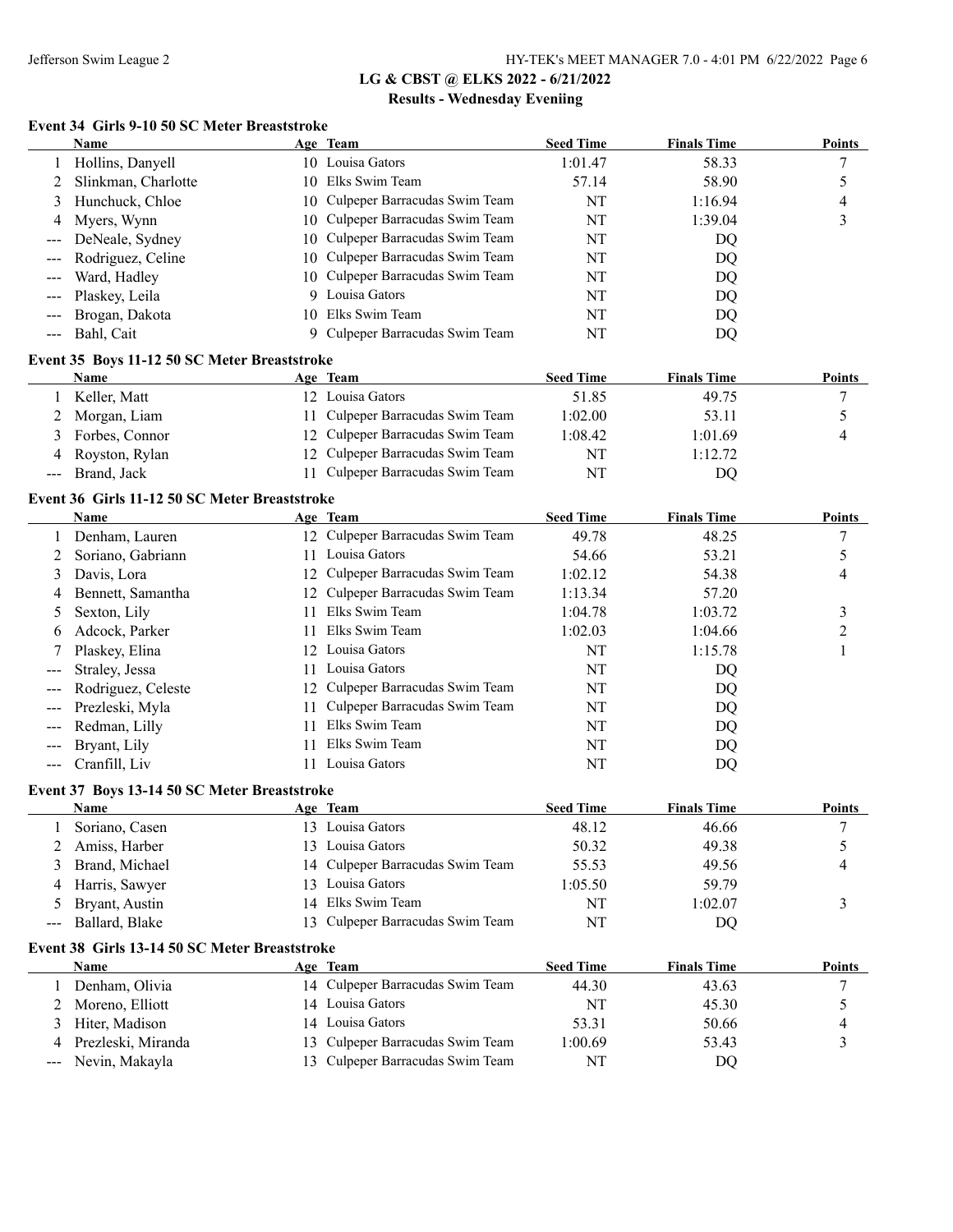## LG & CBST @ ELKS 2022 - 6/21/2022

### Results - Wednesday Eveniing

#### Event 34 Girls 9-10 50 SC Meter Breaststroke

| | Name | Age | Team | Seed Time | Finals Time | Points |
|---|---|---|---|---|---|---|
| 1 | Hollins, Danyell | 10 | Louisa Gators | 1:01.47 | 58.33 | 7 |
| 2 | Slinkman, Charlotte | 10 | Elks Swim Team | 57.14 | 58.90 | 5 |
| 3 | Hunchuck, Chloe | 10 | Culpeper Barracudas Swim Team | NT | 1:16.94 | 4 |
| 4 | Myers, Wynn | 10 | Culpeper Barracudas Swim Team | NT | 1:39.04 | 3 |
| --- | DeNeale, Sydney | 10 | Culpeper Barracudas Swim Team | NT | DQ | |
| --- | Rodriguez, Celine | 10 | Culpeper Barracudas Swim Team | NT | DQ | |
| --- | Ward, Hadley | 10 | Culpeper Barracudas Swim Team | NT | DQ | |
| --- | Plaskey, Leila | 9 | Louisa Gators | NT | DQ | |
| --- | Brogan, Dakota | 10 | Elks Swim Team | NT | DQ | |
| --- | Bahl, Cait | 9 | Culpeper Barracudas Swim Team | NT | DQ | |

#### Event 35 Boys 11-12 50 SC Meter Breaststroke

| | Name | Age | Team | Seed Time | Finals Time | Points |
|---|---|---|---|---|---|---|
| 1 | Keller, Matt | 12 | Louisa Gators | 51.85 | 49.75 | 7 |
| 2 | Morgan, Liam | 11 | Culpeper Barracudas Swim Team | 1:02.00 | 53.11 | 5 |
| 3 | Forbes, Connor | 12 | Culpeper Barracudas Swim Team | 1:08.42 | 1:01.69 | 4 |
| 4 | Royston, Rylan | 12 | Culpeper Barracudas Swim Team | NT | 1:12.72 | |
| --- | Brand, Jack | 11 | Culpeper Barracudas Swim Team | NT | DQ | |

#### Event 36 Girls 11-12 50 SC Meter Breaststroke

| | Name | Age | Team | Seed Time | Finals Time | Points |
|---|---|---|---|---|---|---|
| 1 | Denham, Lauren | 12 | Culpeper Barracudas Swim Team | 49.78 | 48.25 | 7 |
| 2 | Soriano, Gabriann | 11 | Louisa Gators | 54.66 | 53.21 | 5 |
| 3 | Davis, Lora | 12 | Culpeper Barracudas Swim Team | 1:02.12 | 54.38 | 4 |
| 4 | Bennett, Samantha | 12 | Culpeper Barracudas Swim Team | 1:13.34 | 57.20 | |
| 5 | Sexton, Lily | 11 | Elks Swim Team | 1:04.78 | 1:03.72 | 3 |
| 6 | Adcock, Parker | 11 | Elks Swim Team | 1:02.03 | 1:04.66 | 2 |
| 7 | Plaskey, Elina | 12 | Louisa Gators | NT | 1:15.78 | 1 |
| --- | Straley, Jessa | 11 | Louisa Gators | NT | DQ | |
| --- | Rodriguez, Celeste | 12 | Culpeper Barracudas Swim Team | NT | DQ | |
| --- | Prezleski, Myla | 11 | Culpeper Barracudas Swim Team | NT | DQ | |
| --- | Redman, Lilly | 11 | Elks Swim Team | NT | DQ | |
| --- | Bryant, Lily | 11 | Elks Swim Team | NT | DQ | |
| --- | Cranfill, Liv | 11 | Louisa Gators | NT | DQ | |

#### Event 37 Boys 13-14 50 SC Meter Breaststroke

| | Name | Age | Team | Seed Time | Finals Time | Points |
|---|---|---|---|---|---|---|
| 1 | Soriano, Casen | 13 | Louisa Gators | 48.12 | 46.66 | 7 |
| 2 | Amiss, Harber | 13 | Louisa Gators | 50.32 | 49.38 | 5 |
| 3 | Brand, Michael | 14 | Culpeper Barracudas Swim Team | 55.53 | 49.56 | 4 |
| 4 | Harris, Sawyer | 13 | Louisa Gators | 1:05.50 | 59.79 | |
| 5 | Bryant, Austin | 14 | Elks Swim Team | NT | 1:02.07 | 3 |
| --- | Ballard, Blake | 13 | Culpeper Barracudas Swim Team | NT | DQ | |

#### Event 38 Girls 13-14 50 SC Meter Breaststroke

| | Name | Age | Team | Seed Time | Finals Time | Points |
|---|---|---|---|---|---|---|
| 1 | Denham, Olivia | 14 | Culpeper Barracudas Swim Team | 44.30 | 43.63 | 7 |
| 2 | Moreno, Elliott | 14 | Louisa Gators | NT | 45.30 | 5 |
| 3 | Hiter, Madison | 14 | Louisa Gators | 53.31 | 50.66 | 4 |
| 4 | Prezleski, Miranda | 13 | Culpeper Barracudas Swim Team | 1:00.69 | 53.43 | 3 |
| --- | Nevin, Makayla | 13 | Culpeper Barracudas Swim Team | NT | DQ | |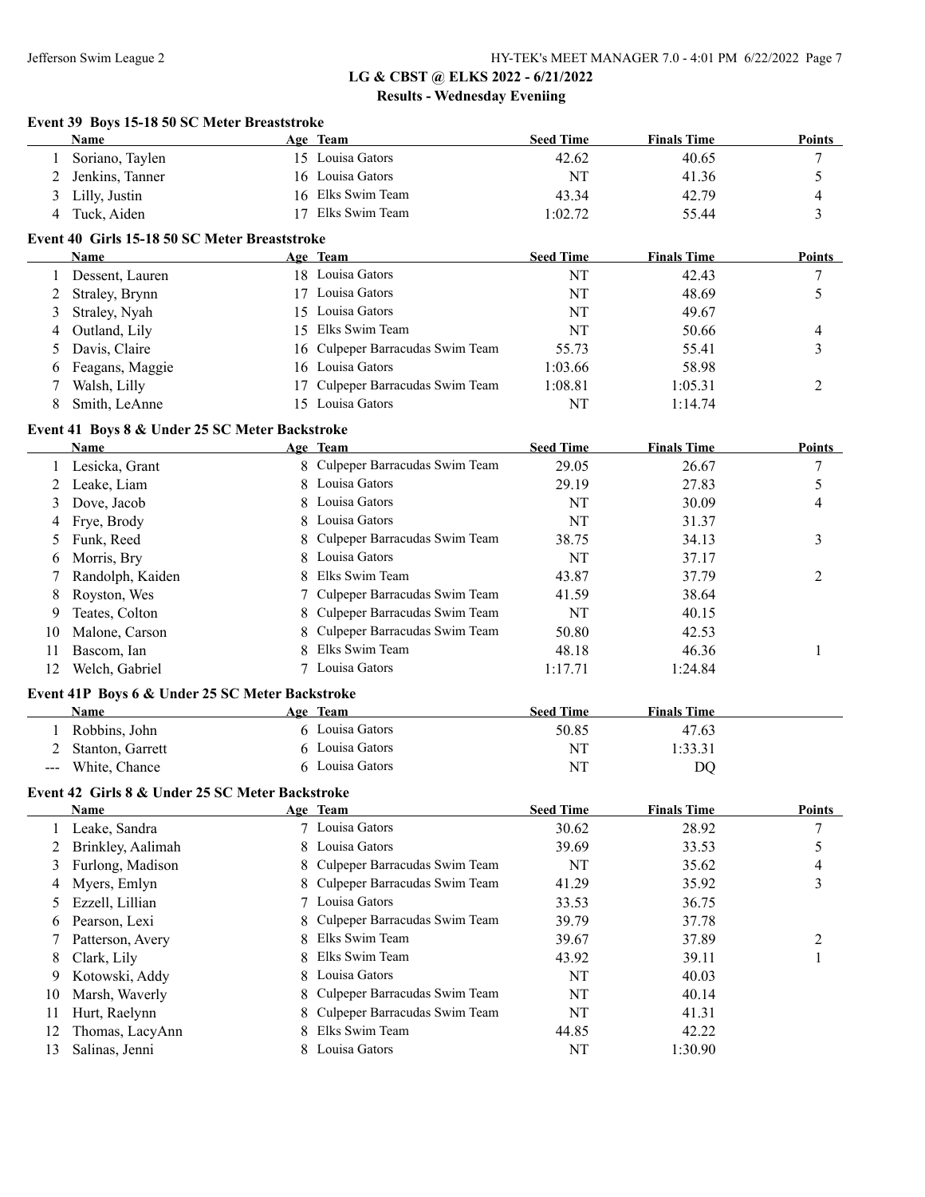## LG & CBST @ ELKS 2022 - 6/21/2022

### Results - Wednesday Eveniing

#### Event 39 Boys 15-18 50 SC Meter Breaststroke

| | Name | Age | Team | Seed Time | Finals Time | Points |
|---|---|---|---|---|---|---|
| 1 | Soriano, Taylen | 15 | Louisa Gators | 42.62 | 40.65 | 7 |
| 2 | Jenkins, Tanner | 16 | Louisa Gators | NT | 41.36 | 5 |
| 3 | Lilly, Justin | 16 | Elks Swim Team | 43.34 | 42.79 | 4 |
| 4 | Tuck, Aiden | 17 | Elks Swim Team | 1:02.72 | 55.44 | 3 |

#### Event 40 Girls 15-18 50 SC Meter Breaststroke

| | Name | Age | Team | Seed Time | Finals Time | Points |
|---|---|---|---|---|---|---|
| 1 | Dessent, Lauren | 18 | Louisa Gators | NT | 42.43 | 7 |
| 2 | Straley, Brynn | 17 | Louisa Gators | NT | 48.69 | 5 |
| 3 | Straley, Nyah | 15 | Louisa Gators | NT | 49.67 | |
| 4 | Outland, Lily | 15 | Elks Swim Team | NT | 50.66 | 4 |
| 5 | Davis, Claire | 16 | Culpeper Barracudas Swim Team | 55.73 | 55.41 | 3 |
| 6 | Feagans, Maggie | 16 | Louisa Gators | 1:03.66 | 58.98 | |
| 7 | Walsh, Lilly | 17 | Culpeper Barracudas Swim Team | 1:08.81 | 1:05.31 | 2 |
| 8 | Smith, LeAnne | 15 | Louisa Gators | NT | 1:14.74 | |

#### Event 41 Boys 8 & Under 25 SC Meter Backstroke

| | Name | Age | Team | Seed Time | Finals Time | Points |
|---|---|---|---|---|---|---|
| 1 | Lesicka, Grant | 8 | Culpeper Barracudas Swim Team | 29.05 | 26.67 | 7 |
| 2 | Leake, Liam | 8 | Louisa Gators | 29.19 | 27.83 | 5 |
| 3 | Dove, Jacob | 8 | Louisa Gators | NT | 30.09 | 4 |
| 4 | Frye, Brody | 8 | Louisa Gators | NT | 31.37 | |
| 5 | Funk, Reed | 8 | Culpeper Barracudas Swim Team | 38.75 | 34.13 | 3 |
| 6 | Morris, Bry | 8 | Louisa Gators | NT | 37.17 | |
| 7 | Randolph, Kaiden | 8 | Elks Swim Team | 43.87 | 37.79 | 2 |
| 8 | Royston, Wes | 7 | Culpeper Barracudas Swim Team | 41.59 | 38.64 | |
| 9 | Teates, Colton | 8 | Culpeper Barracudas Swim Team | NT | 40.15 | |
| 10 | Malone, Carson | 8 | Culpeper Barracudas Swim Team | 50.80 | 42.53 | |
| 11 | Bascom, Ian | 8 | Elks Swim Team | 48.18 | 46.36 | 1 |
| 12 | Welch, Gabriel | 7 | Louisa Gators | 1:17.71 | 1:24.84 | |

#### Event 41P Boys 6 & Under 25 SC Meter Backstroke

| | Name | Age | Team | Seed Time | Finals Time |
|---|---|---|---|---|---|
| 1 | Robbins, John | 6 | Louisa Gators | 50.85 | 47.63 |
| 2 | Stanton, Garrett | 6 | Louisa Gators | NT | 1:33.31 |
| --- | White, Chance | 6 | Louisa Gators | NT | DQ |

#### Event 42 Girls 8 & Under 25 SC Meter Backstroke

| | Name | Age | Team | Seed Time | Finals Time | Points |
|---|---|---|---|---|---|---|
| 1 | Leake, Sandra | 7 | Louisa Gators | 30.62 | 28.92 | 7 |
| 2 | Brinkley, Aalimah | 8 | Louisa Gators | 39.69 | 33.53 | 5 |
| 3 | Furlong, Madison | 8 | Culpeper Barracudas Swim Team | NT | 35.62 | 4 |
| 4 | Myers, Emlyn | 8 | Culpeper Barracudas Swim Team | 41.29 | 35.92 | 3 |
| 5 | Ezzell, Lillian | 7 | Louisa Gators | 33.53 | 36.75 | |
| 6 | Pearson, Lexi | 8 | Culpeper Barracudas Swim Team | 39.79 | 37.78 | |
| 7 | Patterson, Avery | 8 | Elks Swim Team | 39.67 | 37.89 | 2 |
| 8 | Clark, Lily | 8 | Elks Swim Team | 43.92 | 39.11 | 1 |
| 9 | Kotowski, Addy | 8 | Louisa Gators | NT | 40.03 | |
| 10 | Marsh, Waverly | 8 | Culpeper Barracudas Swim Team | NT | 40.14 | |
| 11 | Hurt, Raelynn | 8 | Culpeper Barracudas Swim Team | NT | 41.31 | |
| 12 | Thomas, LacyAnn | 8 | Elks Swim Team | 44.85 | 42.22 | |
| 13 | Salinas, Jenni | 8 | Louisa Gators | NT | 1:30.90 | |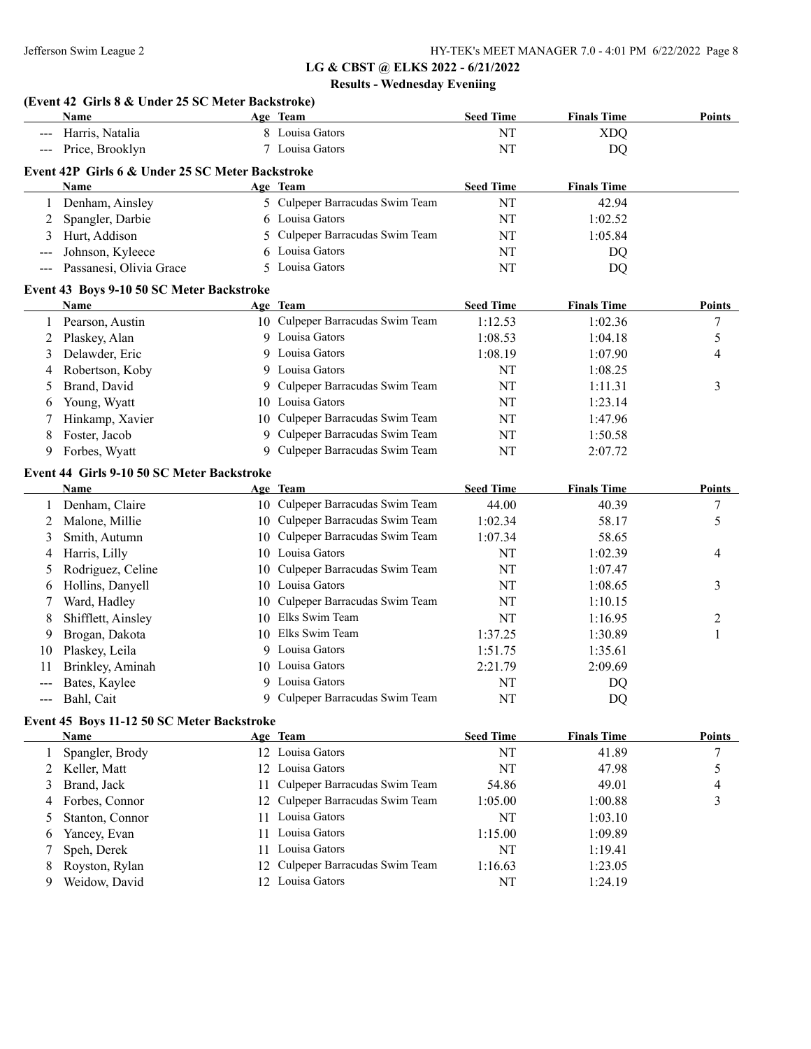## LG & CBST @ ELKS 2022 - 6/21/2022

### Results - Wednesday Eveniing

### (Event 42 Girls 8 & Under 25 SC Meter Backstroke)

| | Name | Age | Team | Seed Time | Finals Time | Points |
|---|---|---|---|---|---|---|
| --- | Harris, Natalia | 8 | Louisa Gators | NT | XDQ | |
| --- | Price, Brooklyn | 7 | Louisa Gators | NT | DQ | |

### Event 42P Girls 6 & Under 25 SC Meter Backstroke

| | Name | Age | Team | Seed Time | Finals Time |
|---|---|---|---|---|---|
| 1 | Denham, Ainsley | 5 | Culpeper Barracudas Swim Team | NT | 42.94 |
| 2 | Spangler, Darbie | 6 | Louisa Gators | NT | 1:02.52 |
| 3 | Hurt, Addison | 5 | Culpeper Barracudas Swim Team | NT | 1:05.84 |
| --- | Johnson, Kyleece | 6 | Louisa Gators | NT | DQ |
| --- | Passanesi, Olivia Grace | 5 | Louisa Gators | NT | DQ |

### Event 43 Boys 9-10 50 SC Meter Backstroke

| | Name | Age | Team | Seed Time | Finals Time | Points |
|---|---|---|---|---|---|---|
| 1 | Pearson, Austin | 10 | Culpeper Barracudas Swim Team | 1:12.53 | 1:02.36 | 7 |
| 2 | Plaskey, Alan | 9 | Louisa Gators | 1:08.53 | 1:04.18 | 5 |
| 3 | Delawder, Eric | 9 | Louisa Gators | 1:08.19 | 1:07.90 | 4 |
| 4 | Robertson, Koby | 9 | Louisa Gators | NT | 1:08.25 | |
| 5 | Brand, David | 9 | Culpeper Barracudas Swim Team | NT | 1:11.31 | 3 |
| 6 | Young, Wyatt | 10 | Louisa Gators | NT | 1:23.14 | |
| 7 | Hinkamp, Xavier | 10 | Culpeper Barracudas Swim Team | NT | 1:47.96 | |
| 8 | Foster, Jacob | 9 | Culpeper Barracudas Swim Team | NT | 1:50.58 | |
| 9 | Forbes, Wyatt | 9 | Culpeper Barracudas Swim Team | NT | 2:07.72 | |

### Event 44 Girls 9-10 50 SC Meter Backstroke

| | Name | Age | Team | Seed Time | Finals Time | Points |
|---|---|---|---|---|---|---|
| 1 | Denham, Claire | 10 | Culpeper Barracudas Swim Team | 44.00 | 40.39 | 7 |
| 2 | Malone, Millie | 10 | Culpeper Barracudas Swim Team | 1:02.34 | 58.17 | 5 |
| 3 | Smith, Autumn | 10 | Culpeper Barracudas Swim Team | 1:07.34 | 58.65 | |
| 4 | Harris, Lilly | 10 | Louisa Gators | NT | 1:02.39 | 4 |
| 5 | Rodriguez, Celine | 10 | Culpeper Barracudas Swim Team | NT | 1:07.47 | |
| 6 | Hollins, Danyell | 10 | Louisa Gators | NT | 1:08.65 | 3 |
| 7 | Ward, Hadley | 10 | Culpeper Barracudas Swim Team | NT | 1:10.15 | |
| 8 | Shifflett, Ainsley | 10 | Elks Swim Team | NT | 1:16.95 | 2 |
| 9 | Brogan, Dakota | 10 | Elks Swim Team | 1:37.25 | 1:30.89 | 1 |
| 10 | Plaskey, Leila | 9 | Louisa Gators | 1:51.75 | 1:35.61 | |
| 11 | Brinkley, Aminah | 10 | Louisa Gators | 2:21.79 | 2:09.69 | |
| --- | Bates, Kaylee | 9 | Louisa Gators | NT | DQ | |
| --- | Bahl, Cait | 9 | Culpeper Barracudas Swim Team | NT | DQ | |

### Event 45 Boys 11-12 50 SC Meter Backstroke

| | Name | Age | Team | Seed Time | Finals Time | Points |
|---|---|---|---|---|---|---|
| 1 | Spangler, Brody | 12 | Louisa Gators | NT | 41.89 | 7 |
| 2 | Keller, Matt | 12 | Louisa Gators | NT | 47.98 | 5 |
| 3 | Brand, Jack | 11 | Culpeper Barracudas Swim Team | 54.86 | 49.01 | 4 |
| 4 | Forbes, Connor | 12 | Culpeper Barracudas Swim Team | 1:05.00 | 1:00.88 | 3 |
| 5 | Stanton, Connor | 11 | Louisa Gators | NT | 1:03.10 | |
| 6 | Yancey, Evan | 11 | Louisa Gators | 1:15.00 | 1:09.89 | |
| 7 | Speh, Derek | 11 | Louisa Gators | NT | 1:19.41 | |
| 8 | Royston, Rylan | 12 | Culpeper Barracudas Swim Team | 1:16.63 | 1:23.05 | |
| 9 | Weidow, David | 12 | Louisa Gators | NT | 1:24.19 | |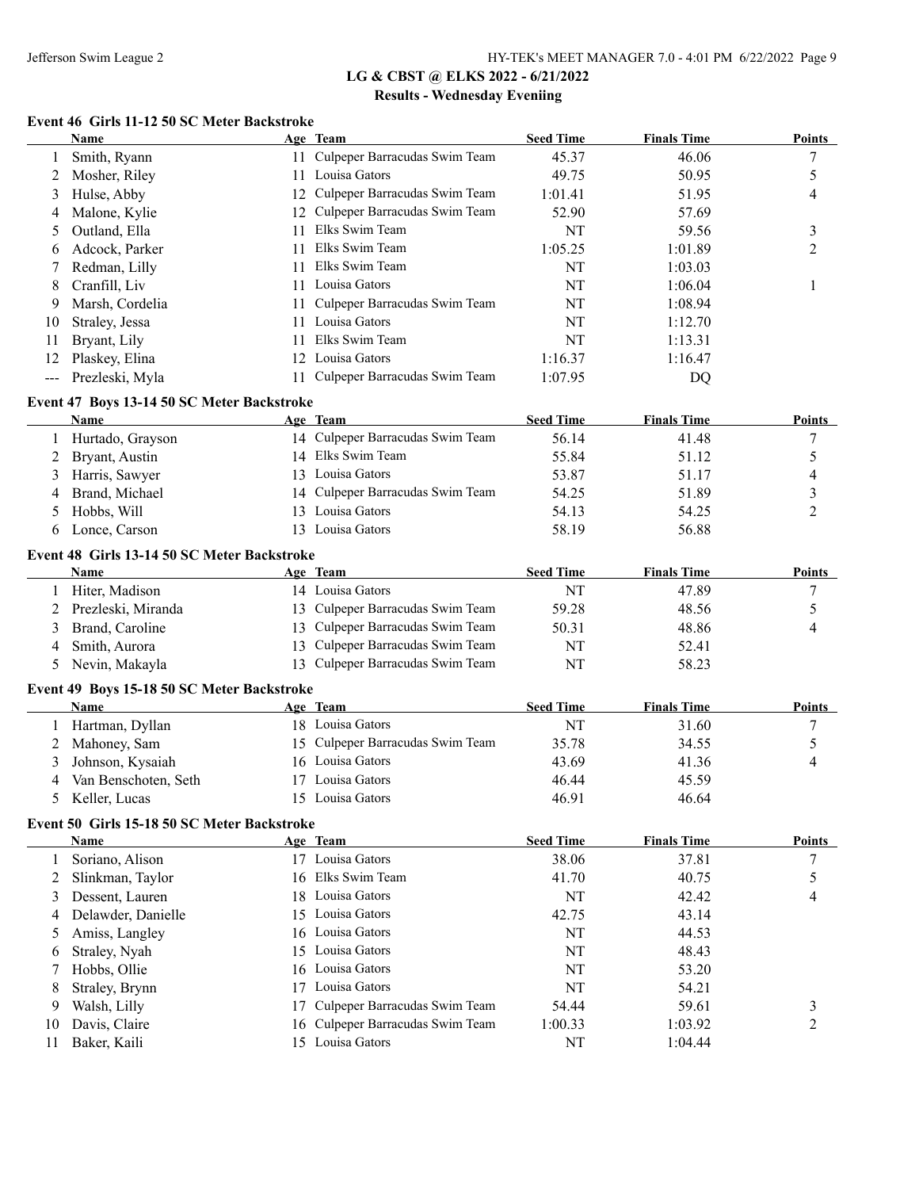# LG & CBST @ ELKS 2022 - 6/21/2022

## Results - Wednesday Eveniing

### Event 46 Girls 11-12 50 SC Meter Backstroke

| | Name | Age | Team | Seed Time | Finals Time | Points |
|---|---|---|---|---|---|---|
| 1 | Smith, Ryann | 11 | Culpeper Barracudas Swim Team | 45.37 | 46.06 | 7 |
| 2 | Mosher, Riley | 11 | Louisa Gators | 49.75 | 50.95 | 5 |
| 3 | Hulse, Abby | 12 | Culpeper Barracudas Swim Team | 1:01.41 | 51.95 | 4 |
| 4 | Malone, Kylie | 12 | Culpeper Barracudas Swim Team | 52.90 | 57.69 | |
| 5 | Outland, Ella | 11 | Elks Swim Team | NT | 59.56 | 3 |
| 6 | Adcock, Parker | 11 | Elks Swim Team | 1:05.25 | 1:01.89 | 2 |
| 7 | Redman, Lilly | 11 | Elks Swim Team | NT | 1:03.03 | |
| 8 | Cranfill, Liv | 11 | Louisa Gators | NT | 1:06.04 | 1 |
| 9 | Marsh, Cordelia | 11 | Culpeper Barracudas Swim Team | NT | 1:08.94 | |
| 10 | Straley, Jessa | 11 | Louisa Gators | NT | 1:12.70 | |
| 11 | Bryant, Lily | 11 | Elks Swim Team | NT | 1:13.31 | |
| 12 | Plaskey, Elina | 12 | Louisa Gators | 1:16.37 | 1:16.47 | |
| --- | Prezleski, Myla | 11 | Culpeper Barracudas Swim Team | 1:07.95 | DQ | |

### Event 47 Boys 13-14 50 SC Meter Backstroke

| | Name | Age | Team | Seed Time | Finals Time | Points |
|---|---|---|---|---|---|---|
| 1 | Hurtado, Grayson | 14 | Culpeper Barracudas Swim Team | 56.14 | 41.48 | 7 |
| 2 | Bryant, Austin | 14 | Elks Swim Team | 55.84 | 51.12 | 5 |
| 3 | Harris, Sawyer | 13 | Louisa Gators | 53.87 | 51.17 | 4 |
| 4 | Brand, Michael | 14 | Culpeper Barracudas Swim Team | 54.25 | 51.89 | 3 |
| 5 | Hobbs, Will | 13 | Louisa Gators | 54.13 | 54.25 | 2 |
| 6 | Lonce, Carson | 13 | Louisa Gators | 58.19 | 56.88 | |

### Event 48 Girls 13-14 50 SC Meter Backstroke

| | Name | Age | Team | Seed Time | Finals Time | Points |
|---|---|---|---|---|---|---|
| 1 | Hiter, Madison | 14 | Louisa Gators | NT | 47.89 | 7 |
| 2 | Prezleski, Miranda | 13 | Culpeper Barracudas Swim Team | 59.28 | 48.56 | 5 |
| 3 | Brand, Caroline | 13 | Culpeper Barracudas Swim Team | 50.31 | 48.86 | 4 |
| 4 | Smith, Aurora | 13 | Culpeper Barracudas Swim Team | NT | 52.41 | |
| 5 | Nevin, Makayla | 13 | Culpeper Barracudas Swim Team | NT | 58.23 | |

### Event 49 Boys 15-18 50 SC Meter Backstroke

| | Name | Age | Team | Seed Time | Finals Time | Points |
|---|---|---|---|---|---|---|
| 1 | Hartman, Dyllan | 18 | Louisa Gators | NT | 31.60 | 7 |
| 2 | Mahoney, Sam | 15 | Culpeper Barracudas Swim Team | 35.78 | 34.55 | 5 |
| 3 | Johnson, Kysaiah | 16 | Louisa Gators | 43.69 | 41.36 | 4 |
| 4 | Van Benschoten, Seth | 17 | Louisa Gators | 46.44 | 45.59 | |
| 5 | Keller, Lucas | 15 | Louisa Gators | 46.91 | 46.64 | |

### Event 50 Girls 15-18 50 SC Meter Backstroke

| | Name | Age | Team | Seed Time | Finals Time | Points |
|---|---|---|---|---|---|---|
| 1 | Soriano, Alison | 17 | Louisa Gators | 38.06 | 37.81 | 7 |
| 2 | Slinkman, Taylor | 16 | Elks Swim Team | 41.70 | 40.75 | 5 |
| 3 | Dessent, Lauren | 18 | Louisa Gators | NT | 42.42 | 4 |
| 4 | Delawder, Danielle | 15 | Louisa Gators | 42.75 | 43.14 | |
| 5 | Amiss, Langley | 16 | Louisa Gators | NT | 44.53 | |
| 6 | Straley, Nyah | 15 | Louisa Gators | NT | 48.43 | |
| 7 | Hobbs, Ollie | 16 | Louisa Gators | NT | 53.20 | |
| 8 | Straley, Brynn | 17 | Louisa Gators | NT | 54.21 | |
| 9 | Walsh, Lilly | 17 | Culpeper Barracudas Swim Team | 54.44 | 59.61 | 3 |
| 10 | Davis, Claire | 16 | Culpeper Barracudas Swim Team | 1:00.33 | 1:03.92 | 2 |
| 11 | Baker, Kaili | 15 | Louisa Gators | NT | 1:04.44 | |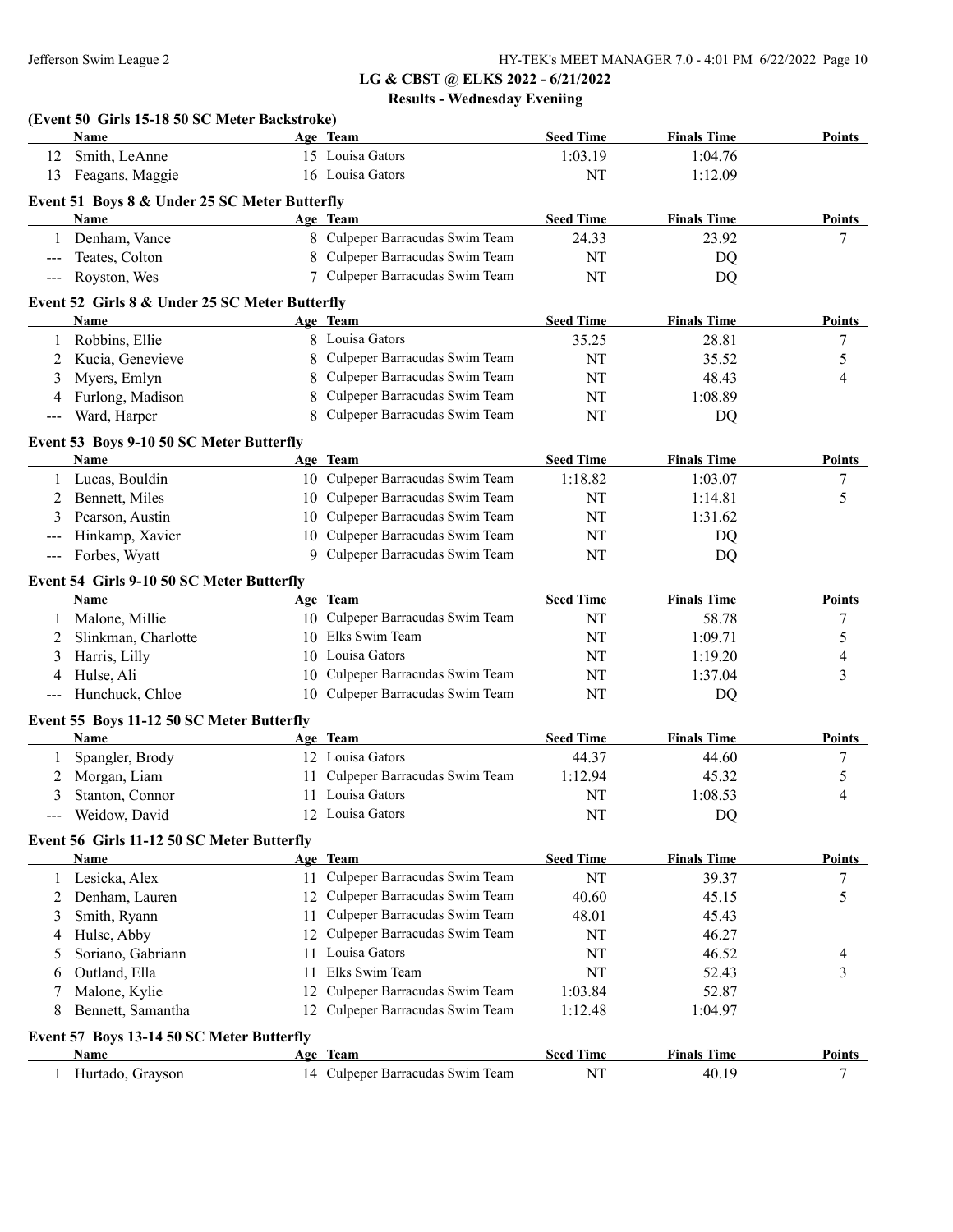## LG & CBST @ ELKS 2022 - 6/21/2022

### Results - Wednesday Eveniing

**(Event 50 Girls 15-18 50 SC Meter Backstroke)**

| | Name | Age | Team | Seed Time | Finals Time | Points |
|---|---|---|---|---|---|---|
| 12 | Smith, LeAnne | 15 | Louisa Gators | 1:03.19 | 1:04.76 | |
| 13 | Feagans, Maggie | 16 | Louisa Gators | NT | 1:12.09 | |

**Event 51 Boys 8 & Under 25 SC Meter Butterfly**

| | Name | Age | Team | Seed Time | Finals Time | Points |
|---|---|---|---|---|---|---|
| 1 | Denham, Vance | 8 | Culpeper Barracudas Swim Team | 24.33 | 23.92 | 7 |
| --- | Teates, Colton | 8 | Culpeper Barracudas Swim Team | NT | DQ | |
| --- | Royston, Wes | 7 | Culpeper Barracudas Swim Team | NT | DQ | |

**Event 52 Girls 8 & Under 25 SC Meter Butterfly**

| | Name | Age | Team | Seed Time | Finals Time | Points |
|---|---|---|---|---|---|---|
| 1 | Robbins, Ellie | 8 | Louisa Gators | 35.25 | 28.81 | 7 |
| 2 | Kucia, Genevieve | 8 | Culpeper Barracudas Swim Team | NT | 35.52 | 5 |
| 3 | Myers, Emlyn | 8 | Culpeper Barracudas Swim Team | NT | 48.43 | 4 |
| 4 | Furlong, Madison | 8 | Culpeper Barracudas Swim Team | NT | 1:08.89 | |
| --- | Ward, Harper | 8 | Culpeper Barracudas Swim Team | NT | DQ | |

**Event 53 Boys 9-10 50 SC Meter Butterfly**

| | Name | Age | Team | Seed Time | Finals Time | Points |
|---|---|---|---|---|---|---|
| 1 | Lucas, Bouldin | 10 | Culpeper Barracudas Swim Team | 1:18.82 | 1:03.07 | 7 |
| 2 | Bennett, Miles | 10 | Culpeper Barracudas Swim Team | NT | 1:14.81 | 5 |
| 3 | Pearson, Austin | 10 | Culpeper Barracudas Swim Team | NT | 1:31.62 | |
| --- | Hinkamp, Xavier | 10 | Culpeper Barracudas Swim Team | NT | DQ | |
| --- | Forbes, Wyatt | 9 | Culpeper Barracudas Swim Team | NT | DQ | |

**Event 54 Girls 9-10 50 SC Meter Butterfly**

| | Name | Age | Team | Seed Time | Finals Time | Points |
|---|---|---|---|---|---|---|
| 1 | Malone, Millie | 10 | Culpeper Barracudas Swim Team | NT | 58.78 | 7 |
| 2 | Slinkman, Charlotte | 10 | Elks Swim Team | NT | 1:09.71 | 5 |
| 3 | Harris, Lilly | 10 | Louisa Gators | NT | 1:19.20 | 4 |
| 4 | Hulse, Ali | 10 | Culpeper Barracudas Swim Team | NT | 1:37.04 | 3 |
| --- | Hunchuck, Chloe | 10 | Culpeper Barracudas Swim Team | NT | DQ | |

**Event 55 Boys 11-12 50 SC Meter Butterfly**

| | Name | Age | Team | Seed Time | Finals Time | Points |
|---|---|---|---|---|---|---|
| 1 | Spangler, Brody | 12 | Louisa Gators | 44.37 | 44.60 | 7 |
| 2 | Morgan, Liam | 11 | Culpeper Barracudas Swim Team | 1:12.94 | 45.32 | 5 |
| 3 | Stanton, Connor | 11 | Louisa Gators | NT | 1:08.53 | 4 |
| --- | Weidow, David | 12 | Louisa Gators | NT | DQ | |

**Event 56 Girls 11-12 50 SC Meter Butterfly**

| | Name | Age | Team | Seed Time | Finals Time | Points |
|---|---|---|---|---|---|---|
| 1 | Lesicka, Alex | 11 | Culpeper Barracudas Swim Team | NT | 39.37 | 7 |
| 2 | Denham, Lauren | 12 | Culpeper Barracudas Swim Team | 40.60 | 45.15 | 5 |
| 3 | Smith, Ryann | 11 | Culpeper Barracudas Swim Team | 48.01 | 45.43 | |
| 4 | Hulse, Abby | 12 | Culpeper Barracudas Swim Team | NT | 46.27 | |
| 5 | Soriano, Gabriann | 11 | Louisa Gators | NT | 46.52 | 4 |
| 6 | Outland, Ella | 11 | Elks Swim Team | NT | 52.43 | 3 |
| 7 | Malone, Kylie | 12 | Culpeper Barracudas Swim Team | 1:03.84 | 52.87 | |
| 8 | Bennett, Samantha | 12 | Culpeper Barracudas Swim Team | 1:12.48 | 1:04.97 | |

**Event 57 Boys 13-14 50 SC Meter Butterfly**

| | Name | Age | Team | Seed Time | Finals Time | Points |
|---|---|---|---|---|---|---|
| 1 | Hurtado, Grayson | 14 | Culpeper Barracudas Swim Team | NT | 40.19 | 7 |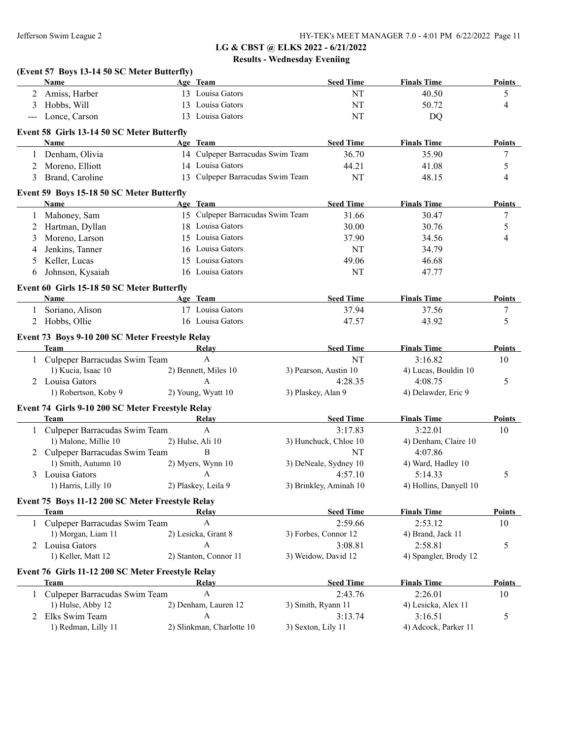## LG & CBST @ ELKS 2022 - 6/21/2022

### Results - Wednesday Eveniing

**(Event 57 Boys 13-14 50 SC Meter Butterfly)**

| | Name | Age | Team | Seed Time | Finals Time | Points |
|---|---|---|---|---|---|---|
| 2 | Amiss, Harber | 13 | Louisa Gators | NT | 40.50 | 5 |
| 3 | Hobbs, Will | 13 | Louisa Gators | NT | 50.72 | 4 |
| --- | Lonce, Carson | 13 | Louisa Gators | NT | DQ | |

**Event 58 Girls 13-14 50 SC Meter Butterfly**

| | Name | Age | Team | Seed Time | Finals Time | Points |
|---|---|---|---|---|---|---|
| 1 | Denham, Olivia | 14 | Culpeper Barracudas Swim Team | 36.70 | 35.90 | 7 |
| 2 | Moreno, Elliott | 14 | Louisa Gators | 44.21 | 41.08 | 5 |
| 3 | Brand, Caroline | 13 | Culpeper Barracudas Swim Team | NT | 48.15 | 4 |

**Event 59 Boys 15-18 50 SC Meter Butterfly**

| | Name | Age | Team | Seed Time | Finals Time | Points |
|---|---|---|---|---|---|---|
| 1 | Mahoney, Sam | 15 | Culpeper Barracudas Swim Team | 31.66 | 30.47 | 7 |
| 2 | Hartman, Dyllan | 18 | Louisa Gators | 30.00 | 30.76 | 5 |
| 3 | Moreno, Larson | 15 | Louisa Gators | 37.90 | 34.56 | 4 |
| 4 | Jenkins, Tanner | 16 | Louisa Gators | NT | 34.79 | |
| 5 | Keller, Lucas | 15 | Louisa Gators | 49.06 | 46.68 | |
| 6 | Johnson, Kysaiah | 16 | Louisa Gators | NT | 47.77 | |

**Event 60 Girls 15-18 50 SC Meter Butterfly**

| | Name | Age | Team | Seed Time | Finals Time | Points |
|---|---|---|---|---|---|---|
| 1 | Soriano, Alison | 17 | Louisa Gators | 37.94 | 37.56 | 7 |
| 2 | Hobbs, Ollie | 16 | Louisa Gators | 47.57 | 43.92 | 5 |

**Event 73 Boys 9-10 200 SC Meter Freestyle Relay**

| | Team | Relay | Seed Time | Finals Time | Points |
|---|---|---|---|---|---|
| 1 | Culpeper Barracudas Swim Team | A | NT | 3:16.82 | 10 |
| | 1) Kucia, Isaac 10 | 2) Bennett, Miles 10 | 3) Pearson, Austin 10 | 4) Lucas, Bouldin 10 | |
| 2 | Louisa Gators | A | 4:28.35 | 4:08.75 | 5 |
| | 1) Robertson, Koby 9 | 2) Young, Wyatt 10 | 3) Plaskey, Alan 9 | 4) Delawder, Eric 9 | |

**Event 74 Girls 9-10 200 SC Meter Freestyle Relay**

| | Team | Relay | Seed Time | Finals Time | Points |
|---|---|---|---|---|---|
| 1 | Culpeper Barracudas Swim Team | A | 3:17.83 | 3:22.01 | 10 |
| | 1) Malone, Millie 10 | 2) Hulse, Ali 10 | 3) Hunchuck, Chloe 10 | 4) Denham, Claire 10 | |
| 2 | Culpeper Barracudas Swim Team | B | NT | 4:07.86 | |
| | 1) Smith, Autumn 10 | 2) Myers, Wynn 10 | 3) DeNeale, Sydney 10 | 4) Ward, Hadley 10 | |
| 3 | Louisa Gators | A | 4:57.10 | 5:14.33 | 5 |
| | 1) Harris, Lilly 10 | 2) Plaskey, Leila 9 | 3) Brinkley, Aminah 10 | 4) Hollins, Danyell 10 | |

**Event 75 Boys 11-12 200 SC Meter Freestyle Relay**

| | Team | Relay | Seed Time | Finals Time | Points |
|---|---|---|---|---|---|
| 1 | Culpeper Barracudas Swim Team | A | 2:59.66 | 2:53.12 | 10 |
| | 1) Morgan, Liam 11 | 2) Lesicka, Grant 8 | 3) Forbes, Connor 12 | 4) Brand, Jack 11 | |
| 2 | Louisa Gators | A | 3:08.81 | 2:58.81 | 5 |
| | 1) Keller, Matt 12 | 2) Stanton, Connor 11 | 3) Weidow, David 12 | 4) Spangler, Brody 12 | |

**Event 76 Girls 11-12 200 SC Meter Freestyle Relay**

| | Team | Relay | Seed Time | Finals Time | Points |
|---|---|---|---|---|---|
| 1 | Culpeper Barracudas Swim Team | A | 2:43.76 | 2:26.01 | 10 |
| | 1) Hulse, Abby 12 | 2) Denham, Lauren 12 | 3) Smith, Ryann 11 | 4) Lesicka, Alex 11 | |
| 2 | Elks Swim Team | A | 3:13.74 | 3:16.51 | 5 |
| | 1) Redman, Lilly 11 | 2) Slinkman, Charlotte 10 | 3) Sexton, Lily 11 | 4) Adcock, Parker 11 | |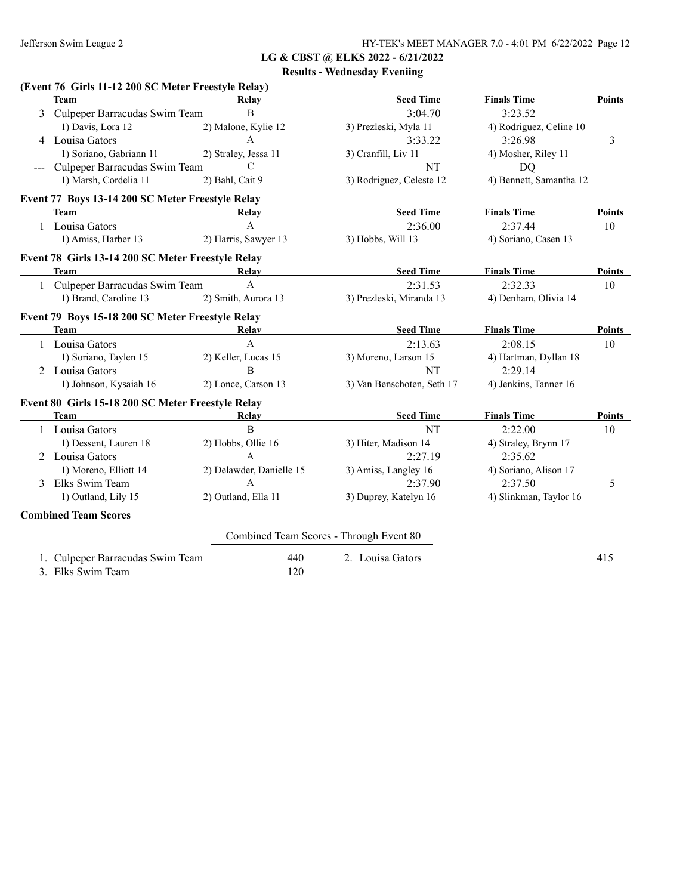## LG & CBST @ ELKS 2022 - 6/21/2022

### Results - Wednesday Eveniing

**(Event 76 Girls 11-12 200 SC Meter Freestyle Relay)**

| | Team | Relay | Seed Time | Finals Time | Points |
|---|---|---|---|---|---|
| 3 | Culpeper Barracudas Swim Team | B | 3:04.70 | 3:23.52 | |
| | 1) Davis, Lora 12 | 2) Malone, Kylie 12 | 3) Prezleski, Myla 11 | 4) Rodriguez, Celine 10 | |
| 4 | Louisa Gators | A | 3:33.22 | 3:26.98 | 3 |
| | 1) Soriano, Gabriann 11 | 2) Straley, Jessa 11 | 3) Cranfill, Liv 11 | 4) Mosher, Riley 11 | |
| --- | Culpeper Barracudas Swim Team | C | NT | DQ | |
| | 1) Marsh, Cordelia 11 | 2) Bahl, Cait 9 | 3) Rodriguez, Celeste 12 | 4) Bennett, Samantha 12 | |

**Event 77 Boys 13-14 200 SC Meter Freestyle Relay**

| | Team | Relay | Seed Time | Finals Time | Points |
|---|---|---|---|---|---|
| 1 | Louisa Gators | A | 2:36.00 | 2:37.44 | 10 |
| | 1) Amiss, Harber 13 | 2) Harris, Sawyer 13 | 3) Hobbs, Will 13 | 4) Soriano, Casen 13 | |

**Event 78 Girls 13-14 200 SC Meter Freestyle Relay**

| | Team | Relay | Seed Time | Finals Time | Points |
|---|---|---|---|---|---|
| 1 | Culpeper Barracudas Swim Team | A | 2:31.53 | 2:32.33 | 10 |
| | 1) Brand, Caroline 13 | 2) Smith, Aurora 13 | 3) Prezleski, Miranda 13 | 4) Denham, Olivia 14 | |

**Event 79 Boys 15-18 200 SC Meter Freestyle Relay**

| | Team | Relay | Seed Time | Finals Time | Points |
|---|---|---|---|---|---|
| 1 | Louisa Gators | A | 2:13.63 | 2:08.15 | 10 |
| | 1) Soriano, Taylen 15 | 2) Keller, Lucas 15 | 3) Moreno, Larson 15 | 4) Hartman, Dyllan 18 | |
| 2 | Louisa Gators | B | NT | 2:29.14 | |
| | 1) Johnson, Kysaiah 16 | 2) Lonce, Carson 13 | 3) Van Benschoten, Seth 17 | 4) Jenkins, Tanner 16 | |

**Event 80 Girls 15-18 200 SC Meter Freestyle Relay**

| | Team | Relay | Seed Time | Finals Time | Points |
|---|---|---|---|---|---|
| 1 | Louisa Gators | B | NT | 2:22.00 | 10 |
| | 1) Dessent, Lauren 18 | 2) Hobbs, Ollie 16 | 3) Hiter, Madison 14 | 4) Straley, Brynn 17 | |
| 2 | Louisa Gators | A | 2:27.19 | 2:35.62 | |
| | 1) Moreno, Elliott 14 | 2) Delawder, Danielle 15 | 3) Amiss, Langley 16 | 4) Soriano, Alison 17 | |
| 3 | Elks Swim Team | A | 2:37.90 | 2:37.50 | 5 |
| | 1) Outland, Lily 15 | 2) Outland, Ella 11 | 3) Duprey, Katelyn 16 | 4) Slinkman, Taylor 16 | |

**Combined Team Scores**

Combined Team Scores - Through Event 80

| | | | |
|---|---|---|---|
| 1. Culpeper Barracudas Swim Team | 440 | 2. Louisa Gators | 415 |
| 3. Elks Swim Team | 120 | | |